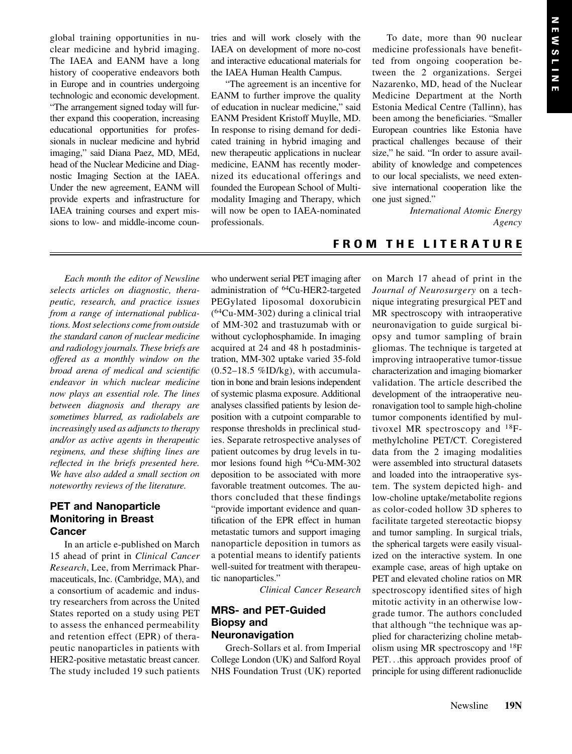global training opportunities in nuclear medicine and hybrid imaging. The IAEA and EANM have a long history of cooperative endeavors both in Europe and in countries undergoing technologic and economic development. "The arrangement signed today will further expand this cooperation, increasing educational opportunities for professionals in nuclear medicine and hybrid imaging," said Diana Paez, MD, MEd, head of the Nuclear Medicine and Diagnostic Imaging Section at the IAEA. Under the new agreement, EANM will provide experts and infrastructure for IAEA training courses and expert missions to low- and middle-income countries and will work closely with the IAEA on development of more no-cost and interactive educational materials for the IAEA Human Health Campus.

"The agreement is an incentive for EANM to further improve the quality of education in nuclear medicine," said EANM President Kristoff Muylle, MD. In response to rising demand for dedicated training in hybrid imaging and new therapeutic applications in nuclear medicine, EANM has recently modernized its educational offerings and founded the European School of Multimodality Imaging and Therapy, which will now be open to IAEA-nominated professionals.

To date, more than 90 nuclear medicine professionals have benefitted from ongoing cooperation between the 2 organizations. Sergei Nazarenko, MD, head of the Nuclear Medicine Department at the North Estonia Medical Centre (Tallinn), has been among the beneficiaries. "Smaller European countries like Estonia have practical challenges because of their size," he said. "In order to assure availability of knowledge and competences to our local specialists, we need extensive international cooperation like the one just signed."

*International Atomic Energy Agency*

# FROM THE LITERATURE

*Each month the editor of Newsline selects articles on diagnostic, therapeutic, research, and practice issues from a range of international publications. Most selections come from outside the standard canon of nuclear medicine and radiology journals. These briefs are offered as a monthly window on the broad arena of medical and scientific endeavor in which nuclear medicine now plays an essential role. The lines between diagnosis and therapy are sometimes blurred, as radiolabels are increasingly used as adjuncts to therapy and/or as active agents in therapeutic regimens, and these shifting lines are reflected in the briefs presented here. We have also added a small section on noteworthy reviews of the literature.*

## PET and Nanoparticle Monitoring in Breast Cancer

In an article e-published on March 15 ahead of print in *Clinical Cancer Research*, Lee, from Merrimack Pharmaceuticals, Inc. (Cambridge, MA), and a consortium of academic and industry researchers from across the United States reported on a study using PET to assess the enhanced permeability and retention effect (EPR) of therapeutic nanoparticles in patients with HER2-positive metastatic breast cancer. The study included 19 such patients who underwent serial PET imaging after administration of $^{64}$Cu-HER2-targeted PEGylated liposomal doxorubicin ($^{64}$Cu-MM-302) during a clinical trial of MM-302 and trastuzumab with or without cyclophosphamide. In imaging acquired at 24 and 48 h postadministration, MM-302 uptake varied 35-fold (0.52–18.5 %ID/kg), with accumulation in bone and brain lesions independent of systemic plasma exposure. Additional analyses classified patients by lesion deposition with a cutpoint comparable to response thresholds in preclinical studies. Separate retrospective analyses of patient outcomes by drug levels in tumor lesions found high $^{64}$Cu-MM-302 deposition to be associated with more favorable treatment outcomes. The authors concluded that these findings "provide important evidence and quantification of the EPR effect in human metastatic tumors and support imaging nanoparticle deposition in tumors as a potential means to identify patients well-suited for treatment with therapeutic nanoparticles."

*Clinical Cancer Research*

## MRS- and PET-Guided Biopsy and Neuronavigation

Grech-Sollars et al. from Imperial College London (UK) and Salford Royal NHS Foundation Trust (UK) reported on March 17 ahead of print in the *Journal of Neurosurgery* on a technique integrating presurgical PET and MR spectroscopy with intraoperative neuronavigation to guide surgical biopsy and tumor sampling of brain gliomas. The technique is targeted at improving intraoperative tumor-tissue characterization and imaging biomarker validation. The article described the development of the intraoperative neuronavigation tool to sample high-choline tumor components identified by multivoxel MR spectroscopy and $^{18}$F-methylcholine PET/CT. Coregistered data from the 2 imaging modalities were assembled into structural datasets and loaded into the intraoperative system. The system depicted high- and low-choline uptake/metabolite regions as color-coded hollow 3D spheres to facilitate targeted stereotactic biopsy and tumor sampling. In surgical trials, the spherical targets were easily visualized on the interactive system. In one example case, areas of high uptake on PET and elevated choline ratios on MR spectroscopy identified sites of high mitotic activity in an otherwise low-grade tumor. The authors concluded that although "the technique was applied for characterizing choline metabolism using MR spectroscopy and $^{18}$F PET…this approach provides proof of principle for using different radionuclide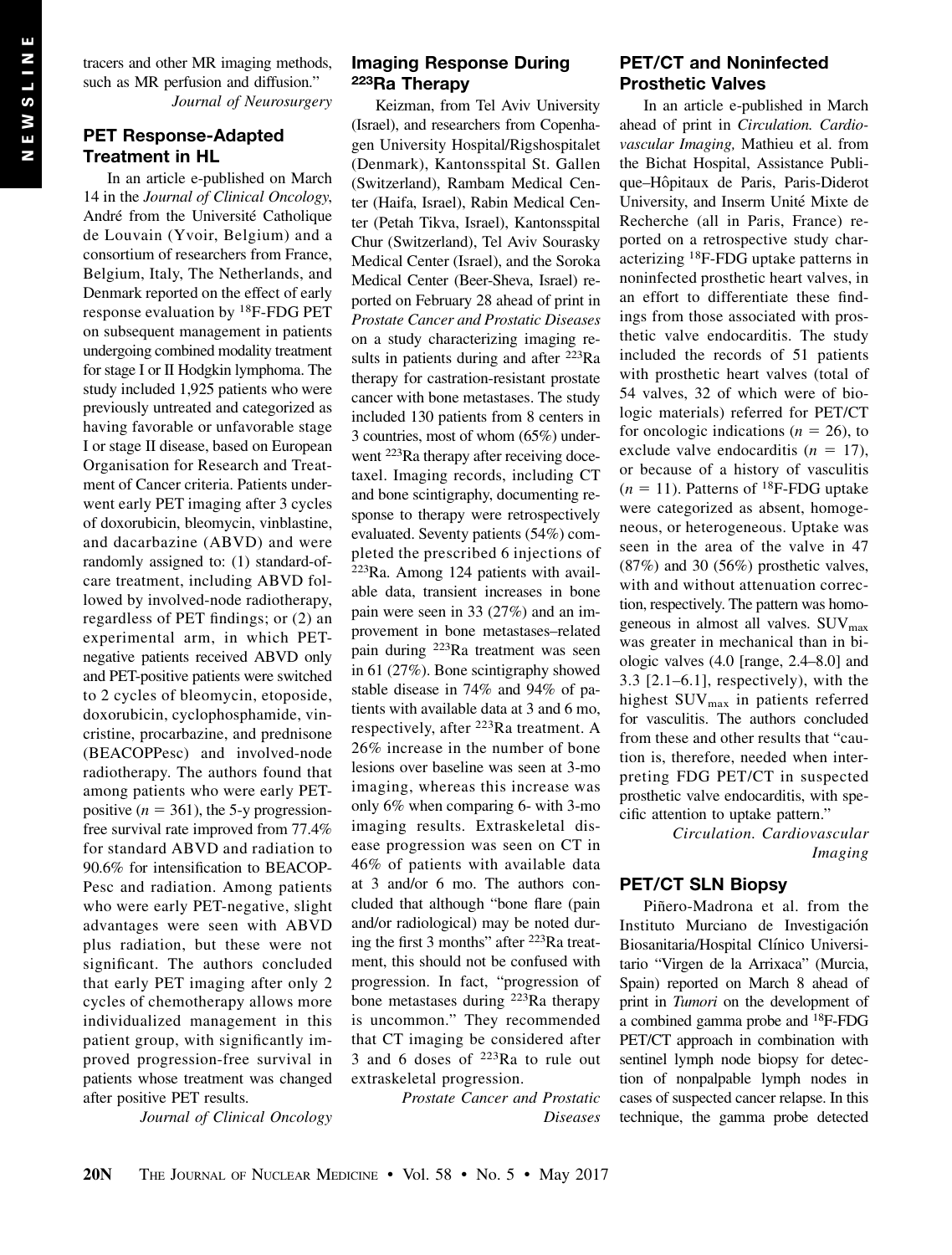tracers and other MR imaging methods, such as MR perfusion and diffusion."

*Journal of Neurosurgery*

### PET Response-Adapted Treatment in HL

In an article e-published on March 14 in the *Journal of Clinical Oncology*, André from the Université Catholique de Louvain (Yvoir, Belgium) and a consortium of researchers from France, Belgium, Italy, The Netherlands, and Denmark reported on the effect of early response evaluation by $^{18}$F-FDG PET on subsequent management in patients undergoing combined modality treatment for stage I or II Hodgkin lymphoma. The study included 1,925 patients who were previously untreated and categorized as having favorable or unfavorable stage I or stage II disease, based on European Organisation for Research and Treatment of Cancer criteria. Patients underwent early PET imaging after 3 cycles of doxorubicin, bleomycin, vinblastine, and dacarbazine (ABVD) and were randomly assigned to: (1) standard-of-care treatment, including ABVD followed by involved-node radiotherapy, regardless of PET findings; or (2) an experimental arm, in which PET-negative patients received ABVD only and PET-positive patients were switched to 2 cycles of bleomycin, etoposide, doxorubicin, cyclophosphamide, vincristine, procarbazine, and prednisone (BEACOPPesc) and involved-node radiotherapy. The authors found that among patients who were early PET-positive ($n = 361$), the 5-y progression-free survival rate improved from 77.4% for standard ABVD and radiation to 90.6% for intensification to BEACOPPesc and radiation. Among patients who were early PET-negative, slight advantages were seen with ABVD plus radiation, but these were not significant. The authors concluded that early PET imaging after only 2 cycles of chemotherapy allows more individualized management in this patient group, with significantly improved progression-free survival in patients whose treatment was changed after positive PET results.

*Journal of Clinical Oncology*

### Imaging Response During $^{223}$Ra Therapy

Keizman, from Tel Aviv University (Israel), and researchers from Copenhagen University Hospital/Rigshospitalet (Denmark), Kantonsspital St. Gallen (Switzerland), Rambam Medical Center (Haifa, Israel), Rabin Medical Center (Petah Tikva, Israel), Kantonsspital Chur (Switzerland), Tel Aviv Sourasky Medical Center (Israel), and the Soroka Medical Center (Beer-Sheva, Israel) reported on February 28 ahead of print in *Prostate Cancer and Prostatic Diseases* on a study characterizing imaging results in patients during and after $^{223}$Ra therapy for castration-resistant prostate cancer with bone metastases. The study included 130 patients from 8 centers in 3 countries, most of whom (65%) underwent $^{223}$Ra therapy after receiving docetaxel. Imaging records, including CT and bone scintigraphy, documenting response to therapy were retrospectively evaluated. Seventy patients (54%) completed the prescribed 6 injections of $^{223}$Ra. Among 124 patients with available data, transient increases in bone pain were seen in 33 (27%) and an improvement in bone metastases–related pain during $^{223}$Ra treatment was seen in 61 (27%). Bone scintigraphy showed stable disease in 74% and 94% of patients with available data at 3 and 6 mo, respectively, after $^{223}$Ra treatment. A 26% increase in the number of bone lesions over baseline was seen at 3-mo imaging, whereas this increase was only 6% when comparing 6- with 3-mo imaging results. Extraskeletal disease progression was seen on CT in 46% of patients with available data at 3 and/or 6 mo. The authors concluded that although "bone flare (pain and/or radiological) may be noted during the first 3 months" after $^{223}$Ra treatment, this should not be confused with progression. In fact, "progression of bone metastases during $^{223}$Ra therapy is uncommon." They recommended that CT imaging be considered after 3 and 6 doses of $^{223}$Ra to rule out extraskeletal progression.

*Prostate Cancer and Prostatic Diseases*

### PET/CT and Noninfected Prosthetic Valves

In an article e-published in March ahead of print in *Circulation. Cardiovascular Imaging,* Mathieu et al. from the Bichat Hospital, Assistance Publique–Hôpitaux de Paris, Paris-Diderot University, and Inserm Unité Mixte de Recherche (all in Paris, France) reported on a retrospective study characterizing $^{18}$F-FDG uptake patterns in noninfected prosthetic heart valves, in an effort to differentiate these findings from those associated with prosthetic valve endocarditis. The study included the records of 51 patients with prosthetic heart valves (total of 54 valves, 32 of which were of biologic materials) referred for PET/CT for oncologic indications ($n = 26$), to exclude valve endocarditis ($n = 17$), or because of a history of vasculitis ($n = 11$). Patterns of $^{18}$F-FDG uptake were categorized as absent, homogeneous, or heterogeneous. Uptake was seen in the area of the valve in 47 (87%) and 30 (56%) prosthetic valves, with and without attenuation correction, respectively. The pattern was homogeneous in almost all valves. $SUV_{max}$ was greater in mechanical than in biologic valves (4.0 [range, 2.4–8.0] and 3.3 [2.1–6.1], respectively), with the highest $SUV_{max}$ in patients referred for vasculitis. The authors concluded from these and other results that "caution is, therefore, needed when interpreting FDG PET/CT in suspected prosthetic valve endocarditis, with specific attention to uptake pattern."

*Circulation. Cardiovascular Imaging*

### PET/CT SLN Biopsy

Piñero-Madrona et al. from the Instituto Murciano de Investigación Biosanitaria/Hospital Clínico Universitario "Virgen de la Arrixaca" (Murcia, Spain) reported on March 8 ahead of print in *Tumori* on the development of a combined gamma probe and $^{18}$F-FDG PET/CT approach in combination with sentinel lymph node biopsy for detection of nonpalpable lymph nodes in cases of suspected cancer relapse. In this technique, the gamma probe detected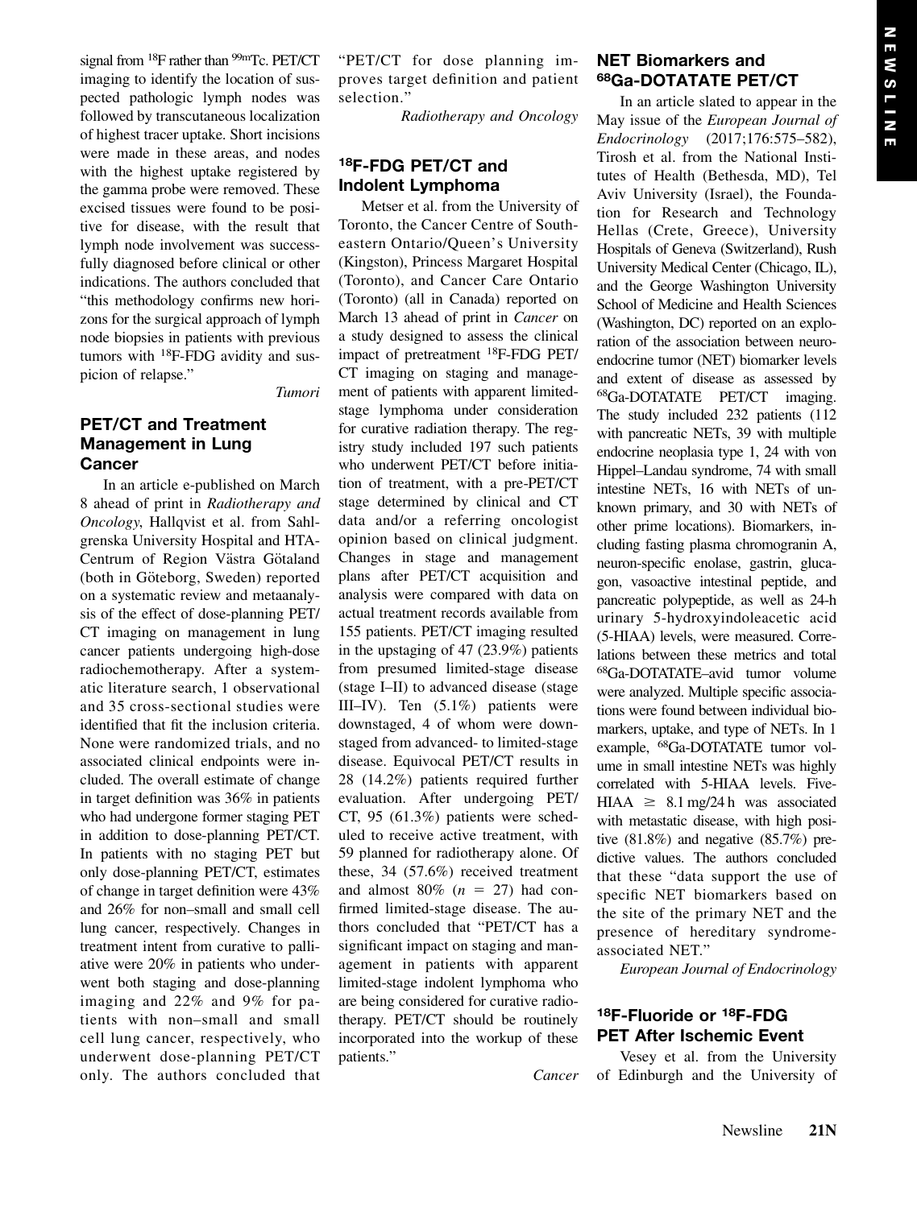signal from $^{18}$F rather than $^{99m}$Tc. PET/CT imaging to identify the location of suspected pathologic lymph nodes was followed by transcutaneous localization of highest tracer uptake. Short incisions were made in these areas, and nodes with the highest uptake registered by the gamma probe were removed. These excised tissues were found to be positive for disease, with the result that lymph node involvement was successfully diagnosed before clinical or other indications. The authors concluded that "this methodology confirms new horizons for the surgical approach of lymph node biopsies in patients with previous tumors with $^{18}$F-FDG avidity and suspicion of relapse."

*Tumori*

## PET/CT and Treatment Management in Lung Cancer

In an article e-published on March 8 ahead of print in *Radiotherapy and Oncology*, Hallqvist et al. from Sahlgrenska University Hospital and HTA-Centrum of Region Västra Götaland (both in Göteborg, Sweden) reported on a systematic review and metaanalysis of the effect of dose-planning PET/CT imaging on management in lung cancer patients undergoing high-dose radiochemotherapy. After a systematic literature search, 1 observational and 35 cross-sectional studies were identified that fit the inclusion criteria. None were randomized trials, and no associated clinical endpoints were included. The overall estimate of change in target definition was 36% in patients who had undergone former staging PET in addition to dose-planning PET/CT. In patients with no staging PET but only dose-planning PET/CT, estimates of change in target definition were 43% and 26% for non–small and small cell lung cancer, respectively. Changes in treatment intent from curative to palliative were 20% in patients who underwent both staging and dose-planning imaging and 22% and 9% for patients with non–small and small cell lung cancer, respectively, who underwent dose-planning PET/CT only. The authors concluded that "PET/CT for dose planning improves target definition and patient selection."

*Radiotherapy and Oncology*

## $^{18}$F-FDG PET/CT and Indolent Lymphoma

Metser et al. from the University of Toronto, the Cancer Centre of Southeastern Ontario/Queen's University (Kingston), Princess Margaret Hospital (Toronto), and Cancer Care Ontario (Toronto) (all in Canada) reported on March 13 ahead of print in *Cancer* on a study designed to assess the clinical impact of pretreatment $^{18}$F-FDG PET/CT imaging on staging and management of patients with apparent limited-stage lymphoma under consideration for curative radiation therapy. The registry study included 197 such patients who underwent PET/CT before initiation of treatment, with a pre-PET/CT stage determined by clinical and CT data and/or a referring oncologist opinion based on clinical judgment. Changes in stage and management plans after PET/CT acquisition and analysis were compared with data on actual treatment records available from 155 patients. PET/CT imaging resulted in the upstaging of 47 (23.9%) patients from presumed limited-stage disease (stage I–II) to advanced disease (stage III–IV). Ten (5.1%) patients were downstaged, 4 of whom were downstaged from advanced- to limited-stage disease. Equivocal PET/CT results in 28 (14.2%) patients required further evaluation. After undergoing PET/CT, 95 (61.3%) patients were scheduled to receive active treatment, with 59 planned for radiotherapy alone. Of these, 34 (57.6%) received treatment and almost 80% ($n$ = 27) had confirmed limited-stage disease. The authors concluded that "PET/CT has a significant impact on staging and management in patients with apparent limited-stage indolent lymphoma who are being considered for curative radiotherapy. PET/CT should be routinely incorporated into the workup of these patients."

*Cancer*

## NET Biomarkers and $^{68}$Ga-DOTATATE PET/CT

In an article slated to appear in the May issue of the *European Journal of Endocrinology* (2017;176:575–582), Tirosh et al. from the National Institutes of Health (Bethesda, MD), Tel Aviv University (Israel), the Foundation for Research and Technology Hellas (Crete, Greece), University Hospitals of Geneva (Switzerland), Rush University Medical Center (Chicago, IL), and the George Washington University School of Medicine and Health Sciences (Washington, DC) reported on an exploration of the association between neuroendocrine tumor (NET) biomarker levels and extent of disease as assessed by $^{68}$Ga-DOTATATE PET/CT imaging. The study included 232 patients (112 with pancreatic NETs, 39 with multiple endocrine neoplasia type 1, 24 with von Hippel–Landau syndrome, 74 with small intestine NETs, 16 with NETs of unknown primary, and 30 with NETs of other prime locations). Biomarkers, including fasting plasma chromogranin A, neuron-specific enolase, gastrin, glucagon, vasoactive intestinal peptide, and pancreatic polypeptide, as well as 24-h urinary 5-hydroxyindoleacetic acid (5-HIAA) levels, were measured. Correlations between these metrics and total $^{68}$Ga-DOTATATE–avid tumor volume were analyzed. Multiple specific associations were found between individual biomarkers, uptake, and type of NETs. In 1 example, $^{68}$Ga-DOTATATE tumor volume in small intestine NETs was highly correlated with 5-HIAA levels. Five-HIAA $\geq$ 8.1 mg/24 h was associated with metastatic disease, with high positive (81.8%) and negative (85.7%) predictive values. The authors concluded that these "data support the use of specific NET biomarkers based on the site of the primary NET and the presence of hereditary syndrome-associated NET."

*European Journal of Endocrinology*

## $^{18}$F-Fluoride or $^{18}$F-FDG PET After Ischemic Event

Vesey et al. from the University of Edinburgh and the University of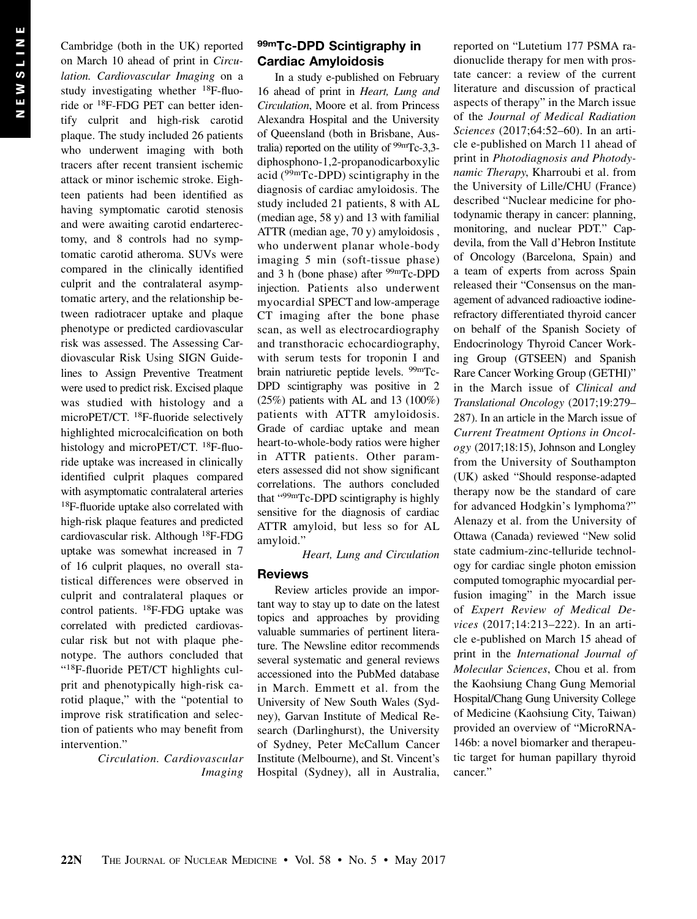Cambridge (both in the UK) reported on March 10 ahead of print in *Circulation. Cardiovascular Imaging* on a study investigating whether $^{18}$F-fluoride or $^{18}$F-FDG PET can better identify culprit and high-risk carotid plaque. The study included 26 patients who underwent imaging with both tracers after recent transient ischemic attack or minor ischemic stroke. Eighteen patients had been identified as having symptomatic carotid stenosis and were awaiting carotid endarterectomy, and 8 controls had no symptomatic carotid atheroma. SUVs were compared in the clinically identified culprit and the contralateral asymptomatic artery, and the relationship between radiotracer uptake and plaque phenotype or predicted cardiovascular risk was assessed. The Assessing Cardiovascular Risk Using SIGN Guidelines to Assign Preventive Treatment were used to predict risk. Excised plaque was studied with histology and a microPET/CT. $^{18}$F-fluoride selectively highlighted microcalcification on both histology and microPET/CT. $^{18}$F-fluoride uptake was increased in clinically identified culprit plaques compared with asymptomatic contralateral arteries $^{18}$F-fluoride uptake also correlated with high-risk plaque features and predicted cardiovascular risk. Although $^{18}$F-FDG uptake was somewhat increased in 7 of 16 culprit plaques, no overall statistical differences were observed in culprit and contralateral plaques or control patients. $^{18}$F-FDG uptake was correlated with predicted cardiovascular risk but not with plaque phenotype. The authors concluded that "$^{18}$F-fluoride PET/CT highlights culprit and phenotypically high-risk carotid plaque," with the "potential to improve risk stratification and selection of patients who may benefit from intervention."

*Circulation. Cardiovascular Imaging*

## $^{99m}$Tc-DPD Scintigraphy in Cardiac Amyloidosis

In a study e-published on February 16 ahead of print in *Heart, Lung and Circulation*, Moore et al. from Princess Alexandra Hospital and the University of Queensland (both in Brisbane, Australia) reported on the utility of $^{99m}$Tc-3,3-diphosphono-1,2-propanodicarboxylic acid ($^{99m}$Tc-DPD) scintigraphy in the diagnosis of cardiac amyloidosis. The study included 21 patients, 8 with AL (median age, 58 y) and 13 with familial ATTR (median age, 70 y) amyloidosis , who underwent planar whole-body imaging 5 min (soft-tissue phase) and 3 h (bone phase) after $^{99m}$Tc-DPD injection. Patients also underwent myocardial SPECT and low-amperage CT imaging after the bone phase scan, as well as electrocardiography and transthoracic echocardiography, with serum tests for troponin I and brain natriuretic peptide levels. $^{99m}$Tc-DPD scintigraphy was positive in 2 (25%) patients with AL and 13 (100%) patients with ATTR amyloidosis. Grade of cardiac uptake and mean heart-to-whole-body ratios were higher in ATTR patients. Other parameters assessed did not show significant correlations. The authors concluded that "$^{99m}$Tc-DPD scintigraphy is highly sensitive for the diagnosis of cardiac ATTR amyloid, but less so for AL amyloid."

*Heart, Lung and Circulation*

## Reviews

Review articles provide an important way to stay up to date on the latest topics and approaches by providing valuable summaries of pertinent literature. The Newsline editor recommends several systematic and general reviews accessioned into the PubMed database in March. Emmett et al. from the University of New South Wales (Sydney), Garvan Institute of Medical Research (Darlinghurst), the University of Sydney, Peter McCallum Cancer Institute (Melbourne), and St. Vincent's Hospital (Sydney), all in Australia, reported on "Lutetium 177 PSMA radionuclide therapy for men with prostate cancer: a review of the current literature and discussion of practical aspects of therapy" in the March issue of the *Journal of Medical Radiation Sciences* (2017;64:52–60). In an article e-published on March 11 ahead of print in *Photodiagnosis and Photodynamic Therapy*, Kharroubi et al. from the University of Lille/CHU (France) described "Nuclear medicine for photodynamic therapy in cancer: planning, monitoring, and nuclear PDT." Capdevila, from the Vall d'Hebron Institute of Oncology (Barcelona, Spain) and a team of experts from across Spain released their "Consensus on the management of advanced radioactive iodine-refractory differentiated thyroid cancer on behalf of the Spanish Society of Endocrinology Thyroid Cancer Working Group (GTSEEN) and Spanish Rare Cancer Working Group (GETHI)" in the March issue of *Clinical and Translational Oncology* (2017;19:279–287). In an article in the March issue of *Current Treatment Options in Oncology* (2017;18:15), Johnson and Longley from the University of Southampton (UK) asked "Should response-adapted therapy now be the standard of care for advanced Hodgkin's lymphoma?" Alenazy et al. from the University of Ottawa (Canada) reviewed "New solid state cadmium-zinc-telluride technology for cardiac single photon emission computed tomographic myocardial perfusion imaging" in the March issue of *Expert Review of Medical Devices* (2017;14:213–222). In an article e-published on March 15 ahead of print in the *International Journal of Molecular Sciences*, Chou et al. from the Kaohsiung Chang Gung Memorial Hospital/Chang Gung University College of Medicine (Kaohsiung City, Taiwan) provided an overview of "MicroRNA-146b: a novel biomarker and therapeutic target for human papillary thyroid cancer."